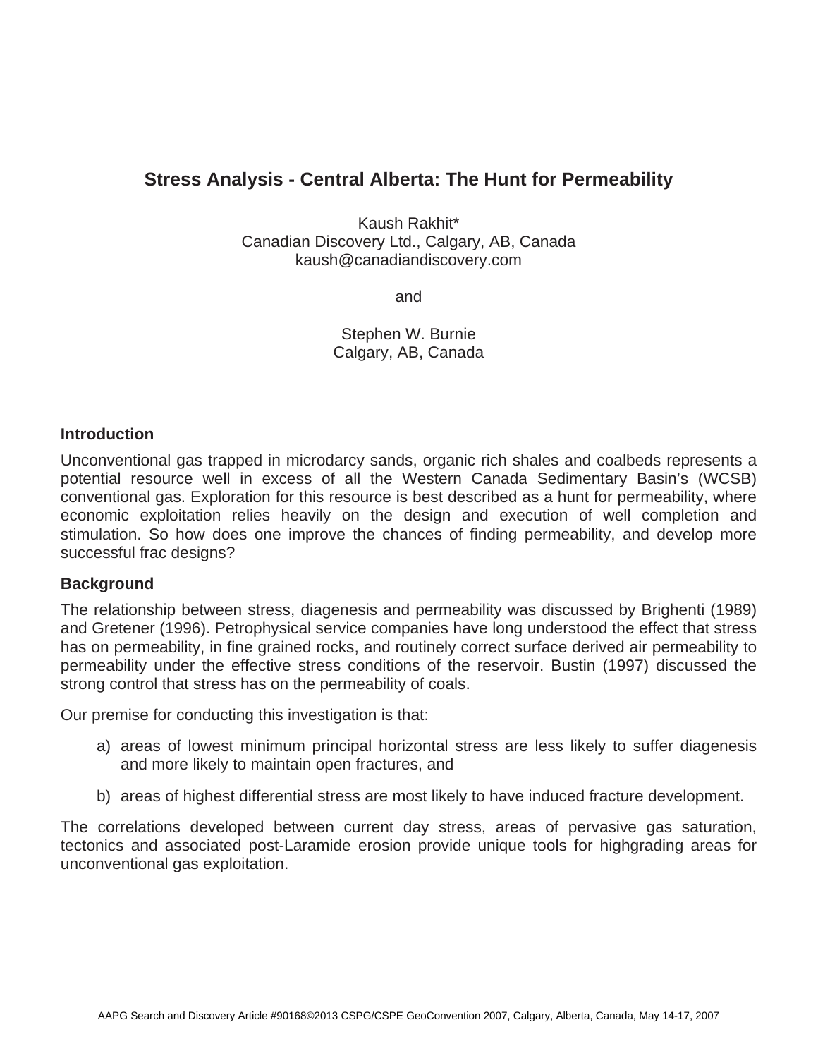# Stress Analysis - Central Alberta: The Hunt for Permeability

Kaush Rakhit*
Canadian Discovery Ltd., Calgary, AB, Canada
kaush@canadiandiscovery.com

and

Stephen W. Burnie
Calgary, AB, Canada

## Introduction

Unconventional gas trapped in microdarcy sands, organic rich shales and coalbeds represents a potential resource well in excess of all the Western Canada Sedimentary Basin's (WCSB) conventional gas. Exploration for this resource is best described as a hunt for permeability, where economic exploitation relies heavily on the design and execution of well completion and stimulation. So how does one improve the chances of finding permeability, and develop more successful frac designs?

## Background

The relationship between stress, diagenesis and permeability was discussed by Brighenti (1989) and Gretener (1996). Petrophysical service companies have long understood the effect that stress has on permeability, in fine grained rocks, and routinely correct surface derived air permeability to permeability under the effective stress conditions of the reservoir. Bustin (1997) discussed the strong control that stress has on the permeability of coals.

Our premise for conducting this investigation is that:

a) areas of lowest minimum principal horizontal stress are less likely to suffer diagenesis and more likely to maintain open fractures, and

b) areas of highest differential stress are most likely to have induced fracture development.

The correlations developed between current day stress, areas of pervasive gas saturation, tectonics and associated post-Laramide erosion provide unique tools for highgrading areas for unconventional gas exploitation.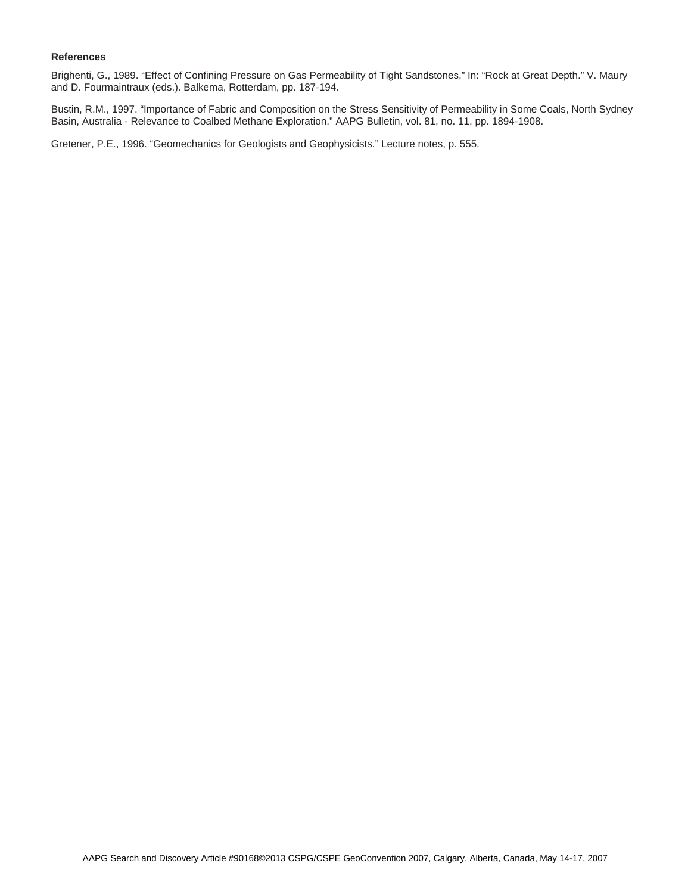**References**

Brighenti, G., 1989. "Effect of Confining Pressure on Gas Permeability of Tight Sandstones," In: "Rock at Great Depth." V. Maury and D. Fourmaintraux (eds.). Balkema, Rotterdam, pp. 187-194.

Bustin, R.M., 1997. "Importance of Fabric and Composition on the Stress Sensitivity of Permeability in Some Coals, North Sydney Basin, Australia - Relevance to Coalbed Methane Exploration." AAPG Bulletin, vol. 81, no. 11, pp. 1894-1908.

Gretener, P.E., 1996. "Geomechanics for Geologists and Geophysicists." Lecture notes, p. 555.